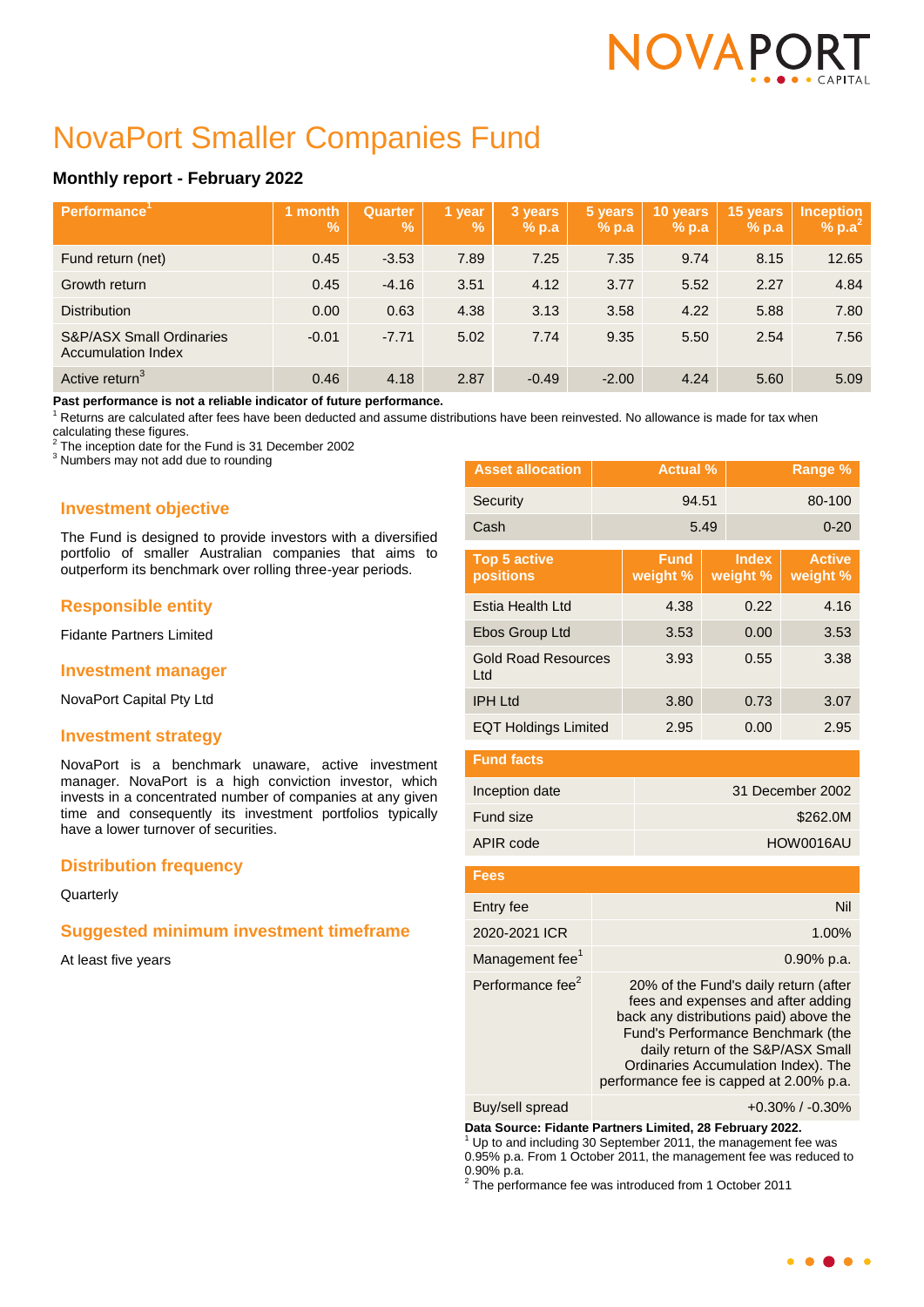NOVAPORT CAPITAL

# NovaPort Smaller Companies Fund

### Monthly report - February 2022

| Performance[1] | 1 month % | Quarter % | 1 year % | 3 years % p.a | 5 years % p.a | 10 years % p.a | 15 years % p.a | Inception % p.a[2] |
|---|---|---|---|---|---|---|---|---|
| Fund return (net) | 0.45 | -3.53 | 7.89 | 7.25 | 7.35 | 9.74 | 8.15 | 12.65 |
| Growth return | 0.45 | -4.16 | 3.51 | 4.12 | 3.77 | 5.52 | 2.27 | 4.84 |
| Distribution | 0.00 | 0.63 | 4.38 | 3.13 | 3.58 | 4.22 | 5.88 | 7.80 |
| S&P/ASX Small Ordinaries Accumulation Index | -0.01 | -7.71 | 5.02 | 7.74 | 9.35 | 5.50 | 2.54 | 7.56 |
| Active return[3] | 0.46 | 4.18 | 2.87 | -0.49 | -2.00 | 4.24 | 5.60 | 5.09 |

**Past performance is not a reliable indicator of future performance.**

[1] Returns are calculated after fees have been deducted and assume distributions have been reinvested. No allowance is made for tax when calculating these figures.

[2] The inception date for the Fund is 31 December 2002

[3] Numbers may not add due to rounding

## Investment objective

The Fund is designed to provide investors with a diversified portfolio of smaller Australian companies that aims to outperform its benchmark over rolling three-year periods.

## Responsible entity

Fidante Partners Limited

## Investment manager

NovaPort Capital Pty Ltd

## Investment strategy

NovaPort is a benchmark unaware, active investment manager. NovaPort is a high conviction investor, which invests in a concentrated number of companies at any given time and consequently its investment portfolios typically have a lower turnover of securities.

## Distribution frequency

Quarterly

## Suggested minimum investment timeframe

At least five years

| Asset allocation | Actual % | Range % |
|---|---|---|
| Security | 94.51 | 80-100 |
| Cash | 5.49 | 0-20 |

| Top 5 active positions | Fund weight % | Index weight % | Active weight % |
|---|---|---|---|
| Estia Health Ltd | 4.38 | 0.22 | 4.16 |
| Ebos Group Ltd | 3.53 | 0.00 | 3.53 |
| Gold Road Resources Ltd | 3.93 | 0.55 | 3.38 |
| IPH Ltd | 3.80 | 0.73 | 3.07 |
| EQT Holdings Limited | 2.95 | 0.00 | 2.95 |

| Fund facts | |
|---|---|
| Inception date | 31 December 2002 |
| Fund size | $262.0M |
| APIR code | HOW0016AU |

| Fees | |
|---|---|
| Entry fee | Nil |
| 2020-2021 ICR | 1.00% |
| Management fee[1] | 0.90% p.a. |
| Performance fee[2] | 20% of the Fund's daily return (after fees and expenses and after adding back any distributions paid) above the Fund's Performance Benchmark (the daily return of the S&P/ASX Small Ordinaries Accumulation Index). The performance fee is capped at 2.00% p.a. |
| Buy/sell spread | +0.30% / -0.30% |

**Data Source: Fidante Partners Limited, 28 February 2022.**

[1] Up to and including 30 September 2011, the management fee was 0.95% p.a. From 1 October 2011, the management fee was reduced to 0.90% p.a.

[2] The performance fee was introduced from 1 October 2011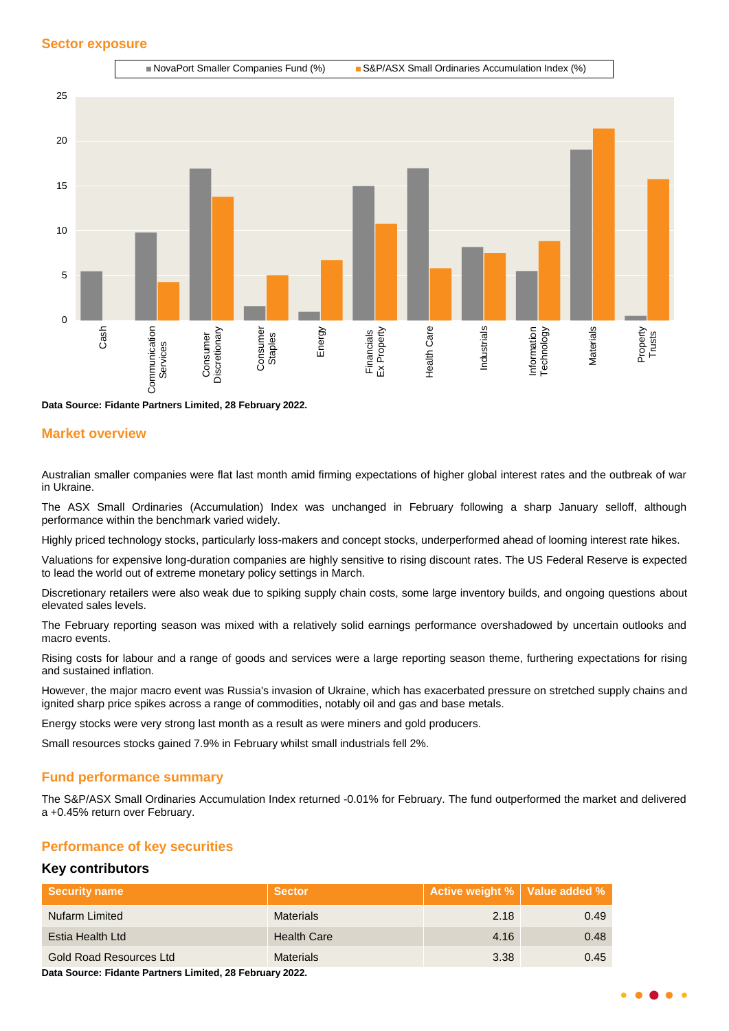## Sector exposure

Data Source: Fidante Partners Limited, 28 February 2022.

## Market overview

Australian smaller companies were flat last month amid firming expectations of higher global interest rates and the outbreak of war in Ukraine.

The ASX Small Ordinaries (Accumulation) Index was unchanged in February following a sharp January selloff, although performance within the benchmark varied widely.

Highly priced technology stocks, particularly loss-makers and concept stocks, underperformed ahead of looming interest rate hikes.

Valuations for expensive long-duration companies are highly sensitive to rising discount rates. The US Federal Reserve is expected to lead the world out of extreme monetary policy settings in March.

Discretionary retailers were also weak due to spiking supply chain costs, some large inventory builds, and ongoing questions about elevated sales levels.

The February reporting season was mixed with a relatively solid earnings performance overshadowed by uncertain outlooks and macro events.

Rising costs for labour and a range of goods and services were a large reporting season theme, furthering expectations for rising and sustained inflation.

However, the major macro event was Russia's invasion of Ukraine, which has exacerbated pressure on stretched supply chains and ignited sharp price spikes across a range of commodities, notably oil and gas and base metals.

Energy stocks were very strong last month as a result as were miners and gold producers.

Small resources stocks gained 7.9% in February whilst small industrials fell 2%.

## Fund performance summary

The S&P/ASX Small Ordinaries Accumulation Index returned -0.01% for February. The fund outperformed the market and delivered a +0.45% return over February.

## Performance of key securities

### Key contributors

| Security name | Sector | Active weight % | Value added % |
|---|---|---|---|
| Nufarm Limited | Materials | 2.18 | 0.49 |
| Estia Health Ltd | Health Care | 4.16 | 0.48 |
| Gold Road Resources Ltd | Materials | 3.38 | 0.45 |

**Data Source: Fidante Partners Limited, 28 February 2022.**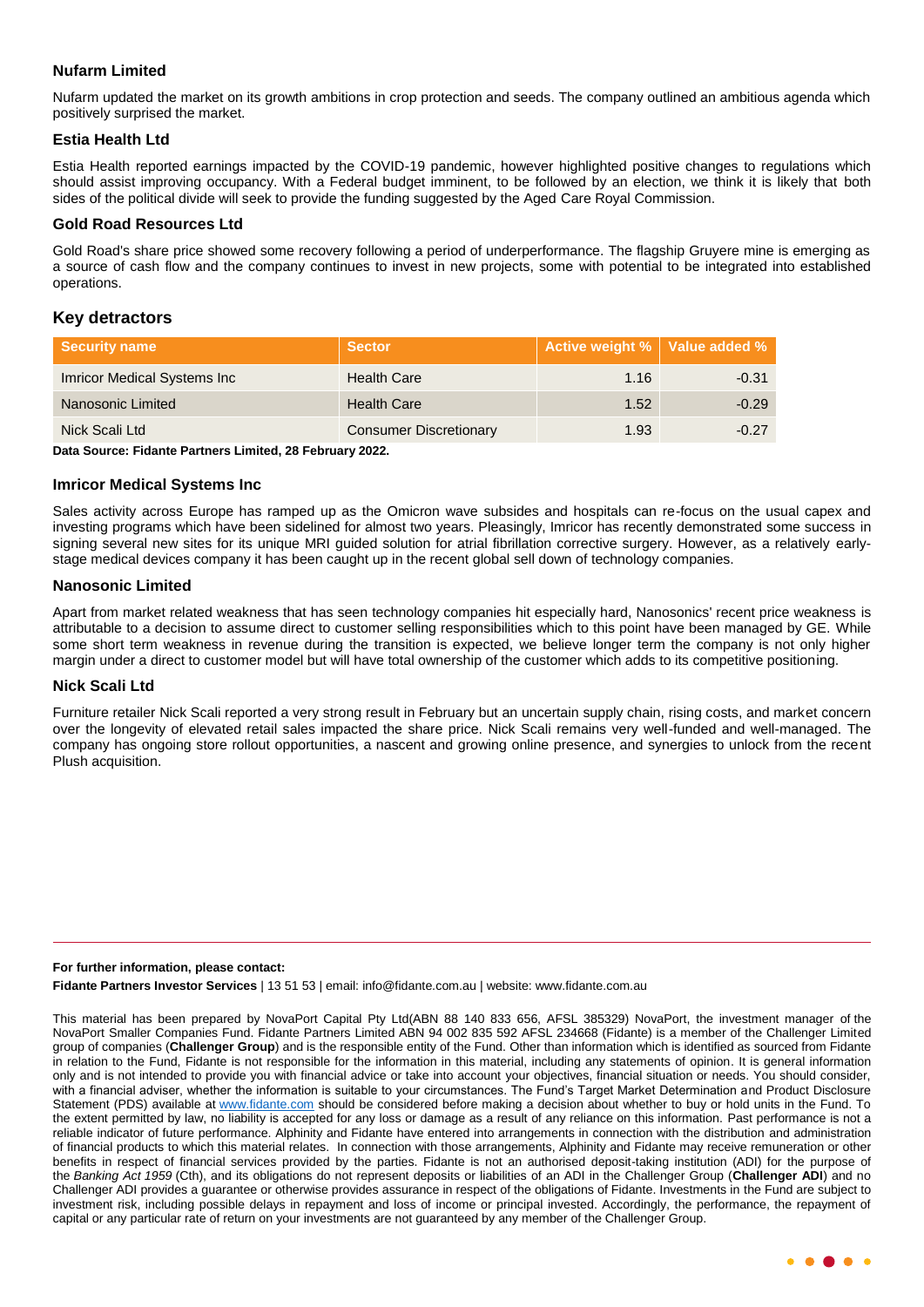### Nufarm Limited

Nufarm updated the market on its growth ambitions in crop protection and seeds. The company outlined an ambitious agenda which positively surprised the market.

### Estia Health Ltd

Estia Health reported earnings impacted by the COVID-19 pandemic, however highlighted positive changes to regulations which should assist improving occupancy. With a Federal budget imminent, to be followed by an election, we think it is likely that both sides of the political divide will seek to provide the funding suggested by the Aged Care Royal Commission.

### Gold Road Resources Ltd

Gold Road's share price showed some recovery following a period of underperformance. The flagship Gruyere mine is emerging as a source of cash flow and the company continues to invest in new projects, some with potential to be integrated into established operations.

## Key detractors

| Security name | Sector | Active weight % | Value added % |
|---|---|---|---|
| Imricor Medical Systems Inc | Health Care | 1.16 | -0.31 |
| Nanosonic Limited | Health Care | 1.52 | -0.29 |
| Nick Scali Ltd | Consumer Discretionary | 1.93 | -0.27 |

**Data Source: Fidante Partners Limited, 28 February 2022.**

### Imricor Medical Systems Inc

Sales activity across Europe has ramped up as the Omicron wave subsides and hospitals can re-focus on the usual capex and investing programs which have been sidelined for almost two years. Pleasingly, Imricor has recently demonstrated some success in signing several new sites for its unique MRI guided solution for atrial fibrillation corrective surgery. However, as a relatively early-stage medical devices company it has been caught up in the recent global sell down of technology companies.

### Nanosonic Limited

Apart from market related weakness that has seen technology companies hit especially hard, Nanosonics' recent price weakness is attributable to a decision to assume direct to customer selling responsibilities which to this point have been managed by GE. While some short term weakness in revenue during the transition is expected, we believe longer term the company is not only higher margin under a direct to customer model but will have total ownership of the customer which adds to its competitive positioning.

### Nick Scali Ltd

Furniture retailer Nick Scali reported a very strong result in February but an uncertain supply chain, rising costs, and market concern over the longevity of elevated retail sales impacted the share price. Nick Scali remains very well-funded and well-managed. The company has ongoing store rollout opportunities, a nascent and growing online presence, and synergies to unlock from the recent Plush acquisition.

---

**For further information, please contact:**

**Fidante Partners Investor Services** | 13 51 53 | email: info@fidante.com.au | website: www.fidante.com.au

This material has been prepared by NovaPort Capital Pty Ltd(ABN 88 140 833 656, AFSL 385329) NovaPort, the investment manager of the NovaPort Smaller Companies Fund. Fidante Partners Limited ABN 94 002 835 592 AFSL 234668 (Fidante) is a member of the Challenger Limited group of companies (**Challenger Group**) and is the responsible entity of the Fund. Other than information which is identified as sourced from Fidante in relation to the Fund, Fidante is not responsible for the information in this material, including any statements of opinion. It is general information only and is not intended to provide you with financial advice or take into account your objectives, financial situation or needs. You should consider, with a financial adviser, whether the information is suitable to your circumstances. The Fund's Target Market Determination and Product Disclosure Statement (PDS) available at www.fidante.com should be considered before making a decision about whether to buy or hold units in the Fund. To the extent permitted by law, no liability is accepted for any loss or damage as a result of any reliance on this information. Past performance is not a reliable indicator of future performance. Alphinity and Fidante have entered into arrangements in connection with the distribution and administration of financial products to which this material relates. In connection with those arrangements, Alphinity and Fidante may receive remuneration or other benefits in respect of financial services provided by the parties. Fidante is not an authorised deposit-taking institution (ADI) for the purpose of the *Banking Act 1959* (Cth), and its obligations do not represent deposits or liabilities of an ADI in the Challenger Group (**Challenger ADI**) and no Challenger ADI provides a guarantee or otherwise provides assurance in respect of the obligations of Fidante. Investments in the Fund are subject to investment risk, including possible delays in repayment and loss of income or principal invested. Accordingly, the performance, the repayment of capital or any particular rate of return on your investments are not guaranteed by any member of the Challenger Group.